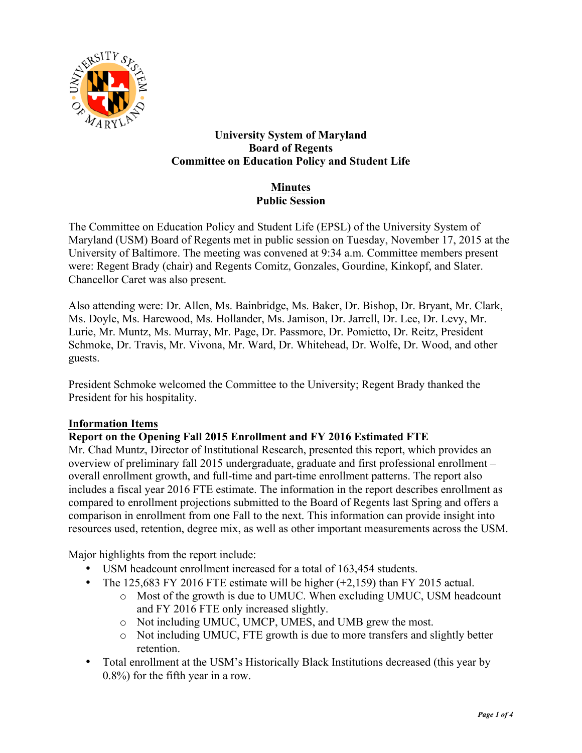**University System of Maryland**
**Board of Regents**
**Committee on Education Policy and Student Life**

**Minutes**
**Public Session**

The Committee on Education Policy and Student Life (EPSL) of the University System of Maryland (USM) Board of Regents met in public session on Tuesday, November 17, 2015 at the University of Baltimore. The meeting was convened at 9:34 a.m. Committee members present were: Regent Brady (chair) and Regents Comitz, Gonzales, Gourdine, Kinkopf, and Slater. Chancellor Caret was also present.

Also attending were: Dr. Allen, Ms. Bainbridge, Ms. Baker, Dr. Bishop, Dr. Bryant, Mr. Clark, Ms. Doyle, Ms. Harewood, Ms. Hollander, Ms. Jamison, Dr. Jarrell, Dr. Lee, Dr. Levy, Mr. Lurie, Mr. Muntz, Ms. Murray, Mr. Page, Dr. Passmore, Dr. Pomietto, Dr. Reitz, President Schmoke, Dr. Travis, Mr. Vivona, Mr. Ward, Dr. Whitehead, Dr. Wolfe, Dr. Wood, and other guests.

President Schmoke welcomed the Committee to the University; Regent Brady thanked the President for his hospitality.

**Information Items**

**Report on the Opening Fall 2015 Enrollment and FY 2016 Estimated FTE**

Mr. Chad Muntz, Director of Institutional Research, presented this report, which provides an overview of preliminary fall 2015 undergraduate, graduate and first professional enrollment – overall enrollment growth, and full-time and part-time enrollment patterns. The report also includes a fiscal year 2016 FTE estimate. The information in the report describes enrollment as compared to enrollment projections submitted to the Board of Regents last Spring and offers a comparison in enrollment from one Fall to the next. This information can provide insight into resources used, retention, degree mix, as well as other important measurements across the USM.

Major highlights from the report include:

- USM headcount enrollment increased for a total of 163,454 students.
- The 125,683 FY 2016 FTE estimate will be higher (+2,159) than FY 2015 actual.
  - Most of the growth is due to UMUC. When excluding UMUC, USM headcount and FY 2016 FTE only increased slightly.
  - Not including UMUC, UMCP, UMES, and UMB grew the most.
  - Not including UMUC, FTE growth is due to more transfers and slightly better retention.
- Total enrollment at the USM's Historically Black Institutions decreased (this year by 0.8%) for the fifth year in a row.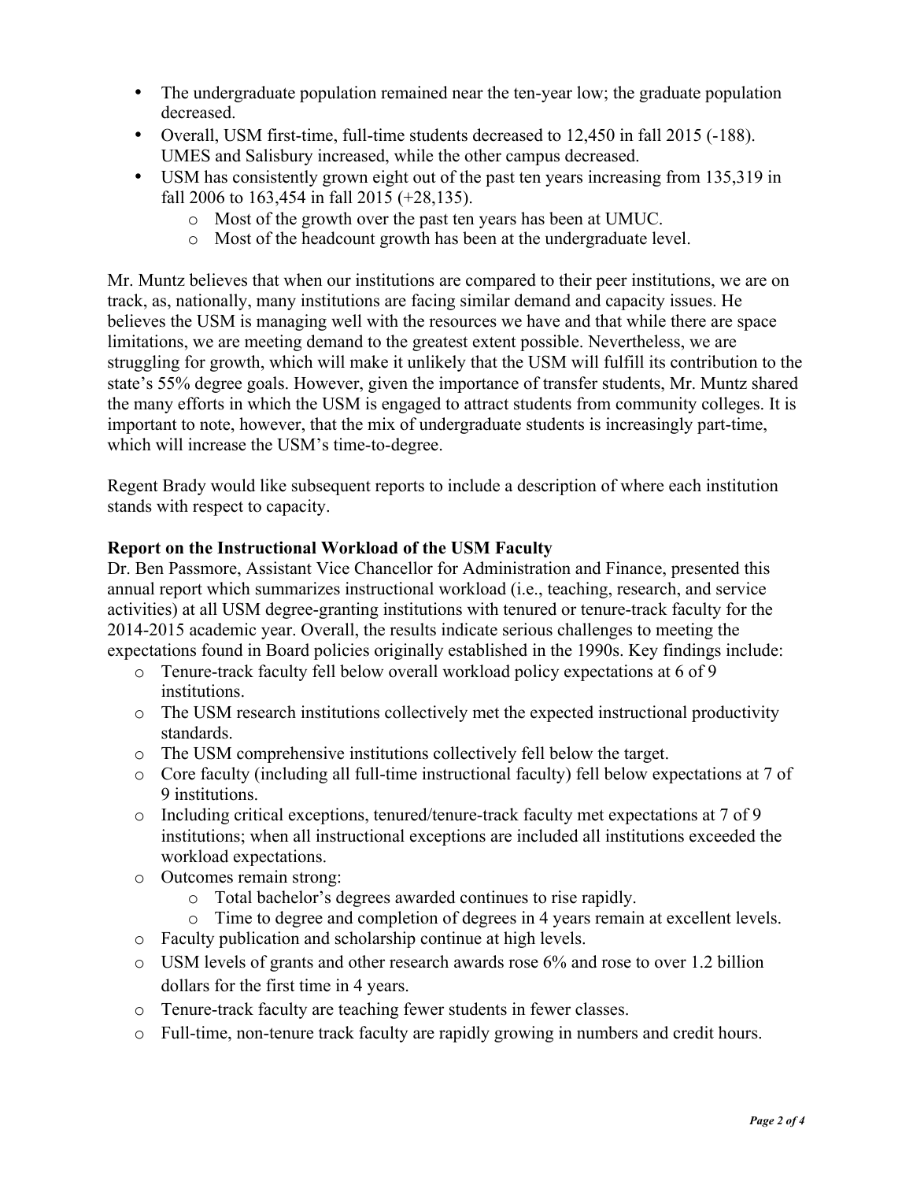- The undergraduate population remained near the ten-year low; the graduate population decreased.
- Overall, USM first-time, full-time students decreased to 12,450 in fall 2015 (-188). UMES and Salisbury increased, while the other campus decreased.
- USM has consistently grown eight out of the past ten years increasing from 135,319 in fall 2006 to 163,454 in fall 2015 (+28,135).
  - Most of the growth over the past ten years has been at UMUC.
  - Most of the headcount growth has been at the undergraduate level.

Mr. Muntz believes that when our institutions are compared to their peer institutions, we are on track, as, nationally, many institutions are facing similar demand and capacity issues. He believes the USM is managing well with the resources we have and that while there are space limitations, we are meeting demand to the greatest extent possible. Nevertheless, we are struggling for growth, which will make it unlikely that the USM will fulfill its contribution to the state's 55% degree goals. However, given the importance of transfer students, Mr. Muntz shared the many efforts in which the USM is engaged to attract students from community colleges. It is important to note, however, that the mix of undergraduate students is increasingly part-time, which will increase the USM's time-to-degree.

Regent Brady would like subsequent reports to include a description of where each institution stands with respect to capacity.

**Report on the Instructional Workload of the USM Faculty**

Dr. Ben Passmore, Assistant Vice Chancellor for Administration and Finance, presented this annual report which summarizes instructional workload (i.e., teaching, research, and service activities) at all USM degree-granting institutions with tenured or tenure-track faculty for the 2014-2015 academic year. Overall, the results indicate serious challenges to meeting the expectations found in Board policies originally established in the 1990s. Key findings include:

- Tenure-track faculty fell below overall workload policy expectations at 6 of 9 institutions.
- The USM research institutions collectively met the expected instructional productivity standards.
- The USM comprehensive institutions collectively fell below the target.
- Core faculty (including all full-time instructional faculty) fell below expectations at 7 of 9 institutions.
- Including critical exceptions, tenured/tenure-track faculty met expectations at 7 of 9 institutions; when all instructional exceptions are included all institutions exceeded the workload expectations.
- Outcomes remain strong:
  - Total bachelor's degrees awarded continues to rise rapidly.
  - Time to degree and completion of degrees in 4 years remain at excellent levels.
- Faculty publication and scholarship continue at high levels.
- USM levels of grants and other research awards rose 6% and rose to over 1.2 billion dollars for the first time in 4 years.
- Tenure-track faculty are teaching fewer students in fewer classes.
- Full-time, non-tenure track faculty are rapidly growing in numbers and credit hours.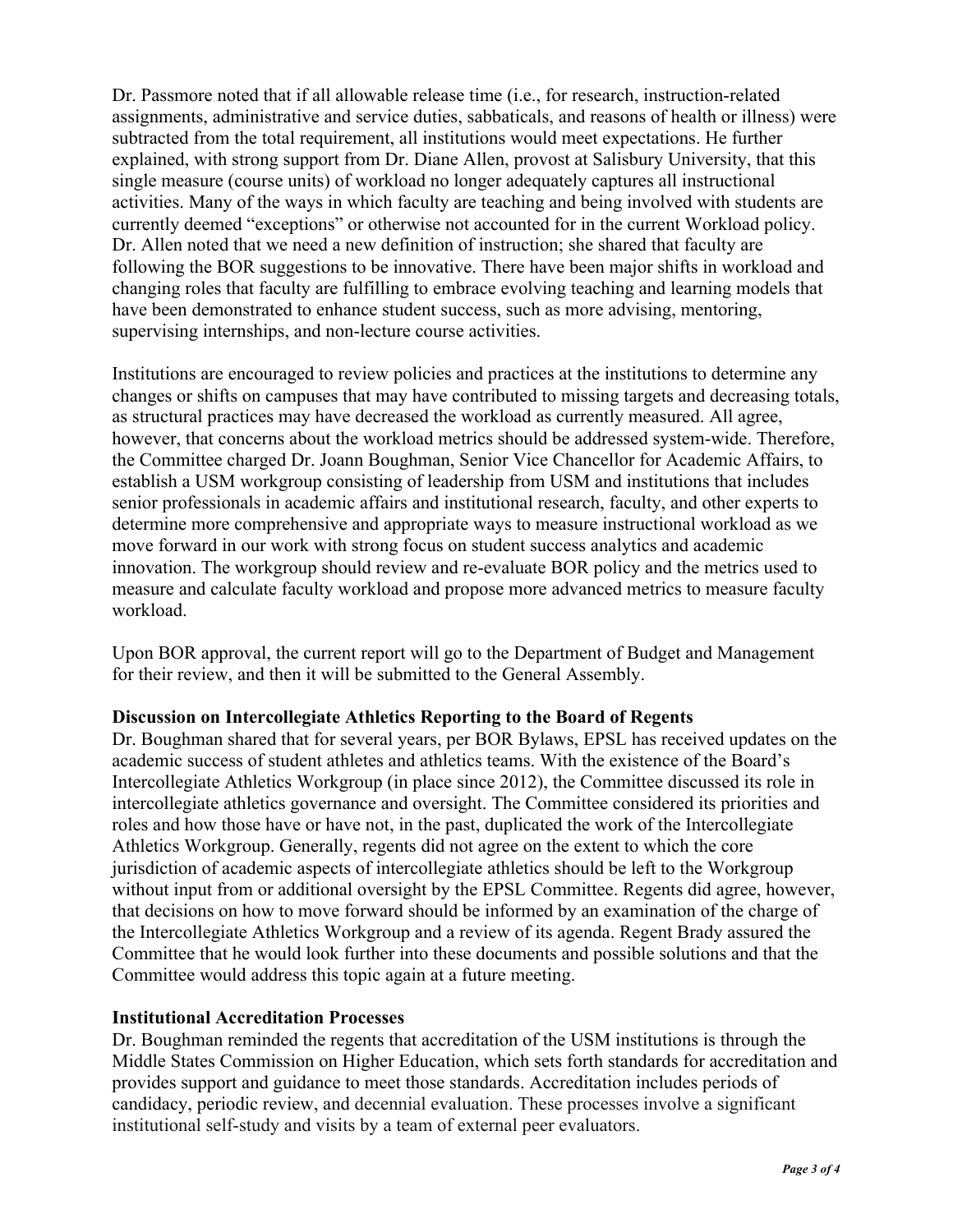Dr. Passmore noted that if all allowable release time (i.e., for research, instruction-related assignments, administrative and service duties, sabbaticals, and reasons of health or illness) were subtracted from the total requirement, all institutions would meet expectations. He further explained, with strong support from Dr. Diane Allen, provost at Salisbury University, that this single measure (course units) of workload no longer adequately captures all instructional activities. Many of the ways in which faculty are teaching and being involved with students are currently deemed "exceptions" or otherwise not accounted for in the current Workload policy. Dr. Allen noted that we need a new definition of instruction; she shared that faculty are following the BOR suggestions to be innovative. There have been major shifts in workload and changing roles that faculty are fulfilling to embrace evolving teaching and learning models that have been demonstrated to enhance student success, such as more advising, mentoring, supervising internships, and non-lecture course activities.

Institutions are encouraged to review policies and practices at the institutions to determine any changes or shifts on campuses that may have contributed to missing targets and decreasing totals, as structural practices may have decreased the workload as currently measured. All agree, however, that concerns about the workload metrics should be addressed system-wide. Therefore, the Committee charged Dr. Joann Boughman, Senior Vice Chancellor for Academic Affairs, to establish a USM workgroup consisting of leadership from USM and institutions that includes senior professionals in academic affairs and institutional research, faculty, and other experts to determine more comprehensive and appropriate ways to measure instructional workload as we move forward in our work with strong focus on student success analytics and academic innovation. The workgroup should review and re-evaluate BOR policy and the metrics used to measure and calculate faculty workload and propose more advanced metrics to measure faculty workload.

Upon BOR approval, the current report will go to the Department of Budget and Management for their review, and then it will be submitted to the General Assembly.

**Discussion on Intercollegiate Athletics Reporting to the Board of Regents**

Dr. Boughman shared that for several years, per BOR Bylaws, EPSL has received updates on the academic success of student athletes and athletics teams. With the existence of the Board's Intercollegiate Athletics Workgroup (in place since 2012), the Committee discussed its role in intercollegiate athletics governance and oversight. The Committee considered its priorities and roles and how those have or have not, in the past, duplicated the work of the Intercollegiate Athletics Workgroup. Generally, regents did not agree on the extent to which the core jurisdiction of academic aspects of intercollegiate athletics should be left to the Workgroup without input from or additional oversight by the EPSL Committee. Regents did agree, however, that decisions on how to move forward should be informed by an examination of the charge of the Intercollegiate Athletics Workgroup and a review of its agenda. Regent Brady assured the Committee that he would look further into these documents and possible solutions and that the Committee would address this topic again at a future meeting.

**Institutional Accreditation Processes**

Dr. Boughman reminded the regents that accreditation of the USM institutions is through the Middle States Commission on Higher Education, which sets forth standards for accreditation and provides support and guidance to meet those standards. Accreditation includes periods of candidacy, periodic review, and decennial evaluation. These processes involve a significant institutional self-study and visits by a team of external peer evaluators.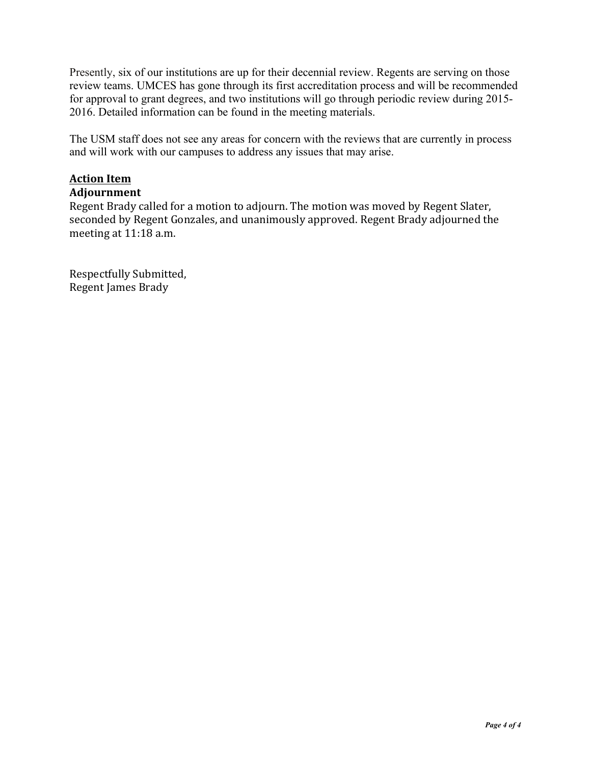Presently, six of our institutions are up for their decennial review. Regents are serving on those review teams. UMCES has gone through its first accreditation process and will be recommended for approval to grant degrees, and two institutions will go through periodic review during 2015-2016. Detailed information can be found in the meeting materials.

The USM staff does not see any areas for concern with the reviews that are currently in process and will work with our campuses to address any issues that may arise.

**Action Item**

**Adjournment**

Regent Brady called for a motion to adjourn. The motion was moved by Regent Slater, seconded by Regent Gonzales, and unanimously approved. Regent Brady adjourned the meeting at 11:18 a.m.

Respectfully Submitted,
Regent James Brady